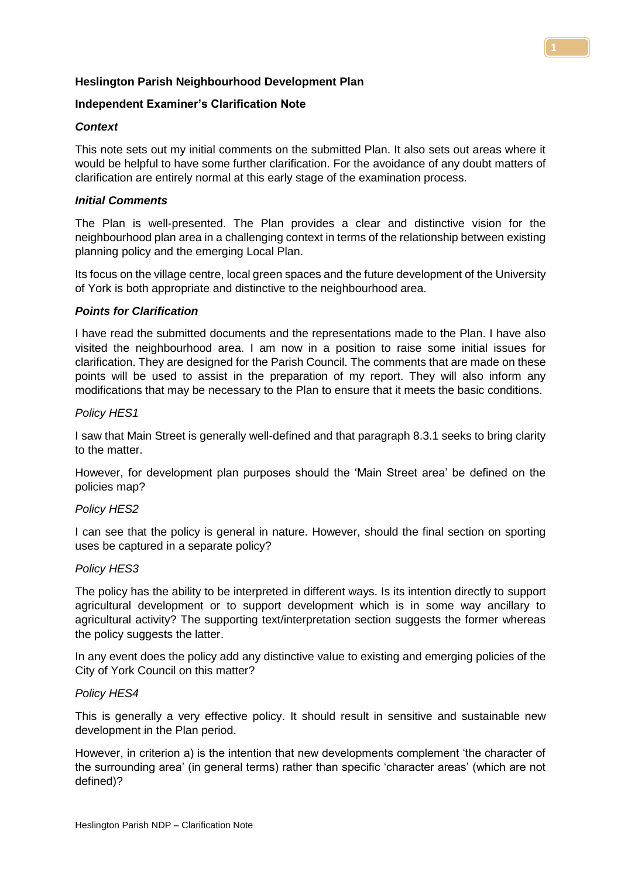**Heslington Parish Neighbourhood Development Plan**

**Independent Examiner's Clarification Note**

***Context***

This note sets out my initial comments on the submitted Plan. It also sets out areas where it would be helpful to have some further clarification. For the avoidance of any doubt matters of clarification are entirely normal at this early stage of the examination process.

***Initial Comments***

The Plan is well-presented. The Plan provides a clear and distinctive vision for the neighbourhood plan area in a challenging context in terms of the relationship between existing planning policy and the emerging Local Plan.

Its focus on the village centre, local green spaces and the future development of the University of York is both appropriate and distinctive to the neighbourhood area.

***Points for Clarification***

I have read the submitted documents and the representations made to the Plan. I have also visited the neighbourhood area. I am now in a position to raise some initial issues for clarification. They are designed for the Parish Council. The comments that are made on these points will be used to assist in the preparation of my report. They will also inform any modifications that may be necessary to the Plan to ensure that it meets the basic conditions.

*Policy HES1*

I saw that Main Street is generally well-defined and that paragraph 8.3.1 seeks to bring clarity to the matter.

However, for development plan purposes should the 'Main Street area' be defined on the policies map?

*Policy HES2*

I can see that the policy is general in nature. However, should the final section on sporting uses be captured in a separate policy?

*Policy HES3*

The policy has the ability to be interpreted in different ways. Is its intention directly to support agricultural development or to support development which is in some way ancillary to agricultural activity? The supporting text/interpretation section suggests the former whereas the policy suggests the latter.

In any event does the policy add any distinctive value to existing and emerging policies of the City of York Council on this matter?

*Policy HES4*

This is generally a very effective policy. It should result in sensitive and sustainable new development in the Plan period.

However, in criterion a) is the intention that new developments complement 'the character of the surrounding area' (in general terms) rather than specific 'character areas' (which are not defined)?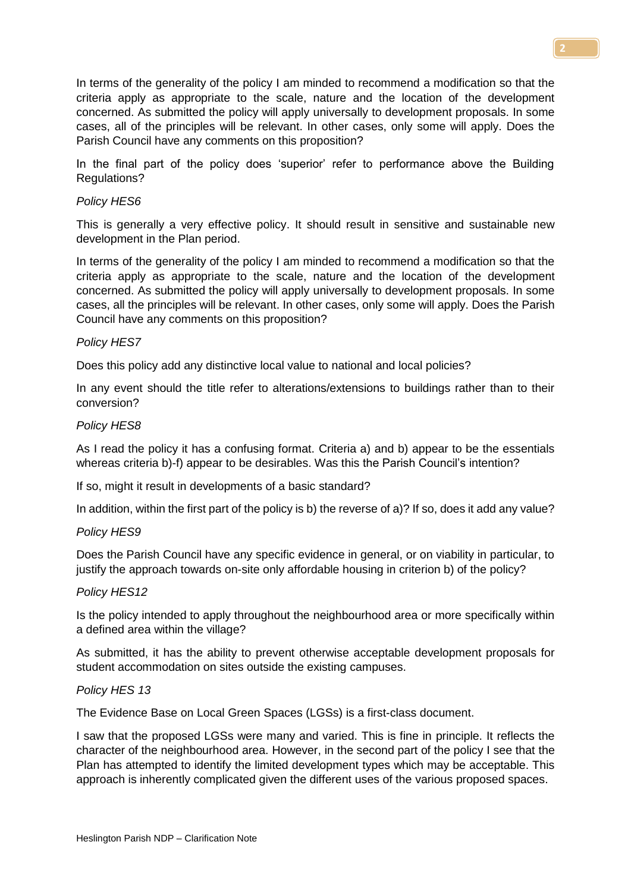In terms of the generality of the policy I am minded to recommend a modification so that the criteria apply as appropriate to the scale, nature and the location of the development concerned. As submitted the policy will apply universally to development proposals. In some cases, all of the principles will be relevant. In other cases, only some will apply. Does the Parish Council have any comments on this proposition?

In the final part of the policy does 'superior' refer to performance above the Building Regulations?

*Policy HES6*

This is generally a very effective policy. It should result in sensitive and sustainable new development in the Plan period.

In terms of the generality of the policy I am minded to recommend a modification so that the criteria apply as appropriate to the scale, nature and the location of the development concerned. As submitted the policy will apply universally to development proposals. In some cases, all the principles will be relevant. In other cases, only some will apply. Does the Parish Council have any comments on this proposition?

*Policy HES7*

Does this policy add any distinctive local value to national and local policies?

In any event should the title refer to alterations/extensions to buildings rather than to their conversion?

*Policy HES8*

As I read the policy it has a confusing format. Criteria a) and b) appear to be the essentials whereas criteria b)-f) appear to be desirables. Was this the Parish Council's intention?

If so, might it result in developments of a basic standard?

In addition, within the first part of the policy is b) the reverse of a)? If so, does it add any value?

*Policy HES9*

Does the Parish Council have any specific evidence in general, or on viability in particular, to justify the approach towards on-site only affordable housing in criterion b) of the policy?

*Policy HES12*

Is the policy intended to apply throughout the neighbourhood area or more specifically within a defined area within the village?

As submitted, it has the ability to prevent otherwise acceptable development proposals for student accommodation on sites outside the existing campuses.

*Policy HES 13*

The Evidence Base on Local Green Spaces (LGSs) is a first-class document.

I saw that the proposed LGSs were many and varied. This is fine in principle. It reflects the character of the neighbourhood area. However, in the second part of the policy I see that the Plan has attempted to identify the limited development types which may be acceptable. This approach is inherently complicated given the different uses of the various proposed spaces.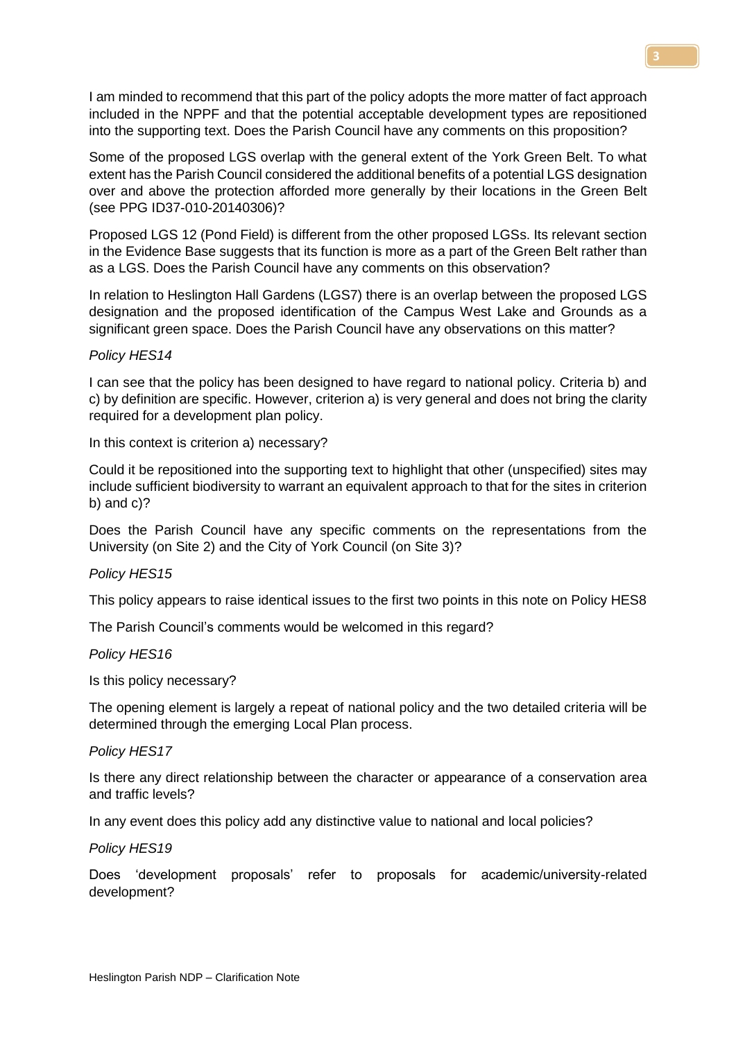I am minded to recommend that this part of the policy adopts the more matter of fact approach included in the NPPF and that the potential acceptable development types are repositioned into the supporting text. Does the Parish Council have any comments on this proposition?

Some of the proposed LGS overlap with the general extent of the York Green Belt. To what extent has the Parish Council considered the additional benefits of a potential LGS designation over and above the protection afforded more generally by their locations in the Green Belt (see PPG ID37-010-20140306)?

Proposed LGS 12 (Pond Field) is different from the other proposed LGSs. Its relevant section in the Evidence Base suggests that its function is more as a part of the Green Belt rather than as a LGS. Does the Parish Council have any comments on this observation?

In relation to Heslington Hall Gardens (LGS7) there is an overlap between the proposed LGS designation and the proposed identification of the Campus West Lake and Grounds as a significant green space. Does the Parish Council have any observations on this matter?

*Policy HES14*

I can see that the policy has been designed to have regard to national policy. Criteria b) and c) by definition are specific. However, criterion a) is very general and does not bring the clarity required for a development plan policy.

In this context is criterion a) necessary?

Could it be repositioned into the supporting text to highlight that other (unspecified) sites may include sufficient biodiversity to warrant an equivalent approach to that for the sites in criterion b) and c)?

Does the Parish Council have any specific comments on the representations from the University (on Site 2) and the City of York Council (on Site 3)?

*Policy HES15*

This policy appears to raise identical issues to the first two points in this note on Policy HES8

The Parish Council's comments would be welcomed in this regard?

*Policy HES16*

Is this policy necessary?

The opening element is largely a repeat of national policy and the two detailed criteria will be determined through the emerging Local Plan process.

*Policy HES17*

Is there any direct relationship between the character or appearance of a conservation area and traffic levels?

In any event does this policy add any distinctive value to national and local policies?

*Policy HES19*

Does 'development proposals' refer to proposals for academic/university-related development?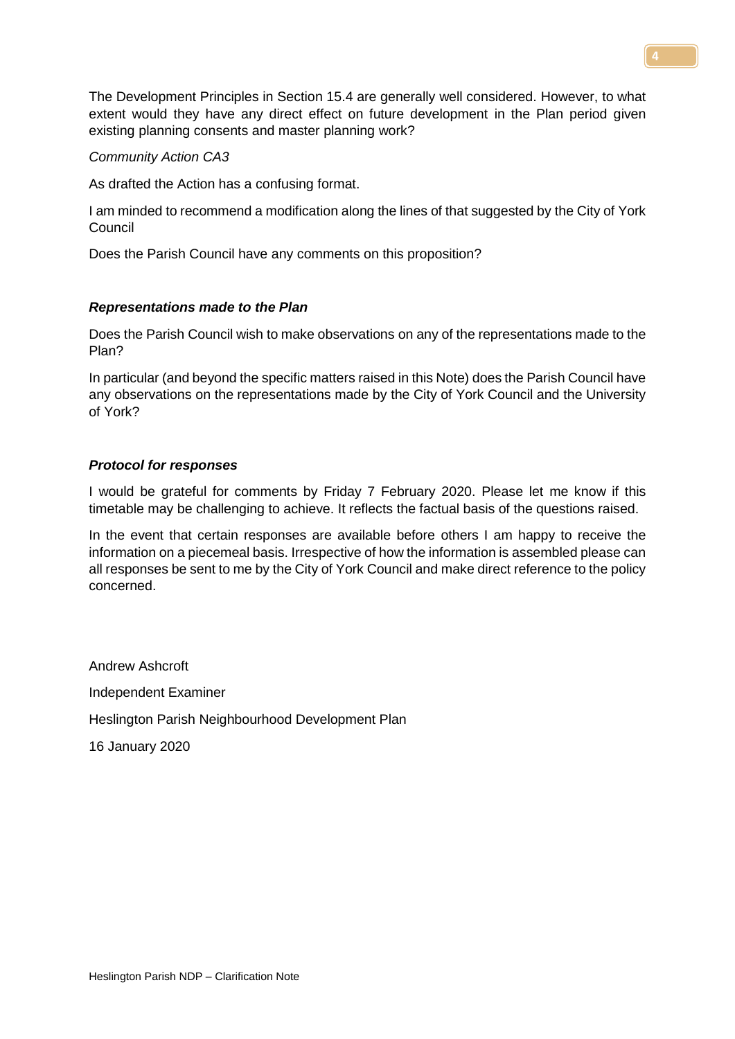The Development Principles in Section 15.4 are generally well considered. However, to what extent would they have any direct effect on future development in the Plan period given existing planning consents and master planning work?

*Community Action CA3*

As drafted the Action has a confusing format.

I am minded to recommend a modification along the lines of that suggested by the City of York Council

Does the Parish Council have any comments on this proposition?

***Representations made to the Plan***

Does the Parish Council wish to make observations on any of the representations made to the Plan?

In particular (and beyond the specific matters raised in this Note) does the Parish Council have any observations on the representations made by the City of York Council and the University of York?

***Protocol for responses***

I would be grateful for comments by Friday 7 February 2020. Please let me know if this timetable may be challenging to achieve. It reflects the factual basis of the questions raised.

In the event that certain responses are available before others I am happy to receive the information on a piecemeal basis. Irrespective of how the information is assembled please can all responses be sent to me by the City of York Council and make direct reference to the policy concerned.

Andrew Ashcroft

Independent Examiner

Heslington Parish Neighbourhood Development Plan

16 January 2020